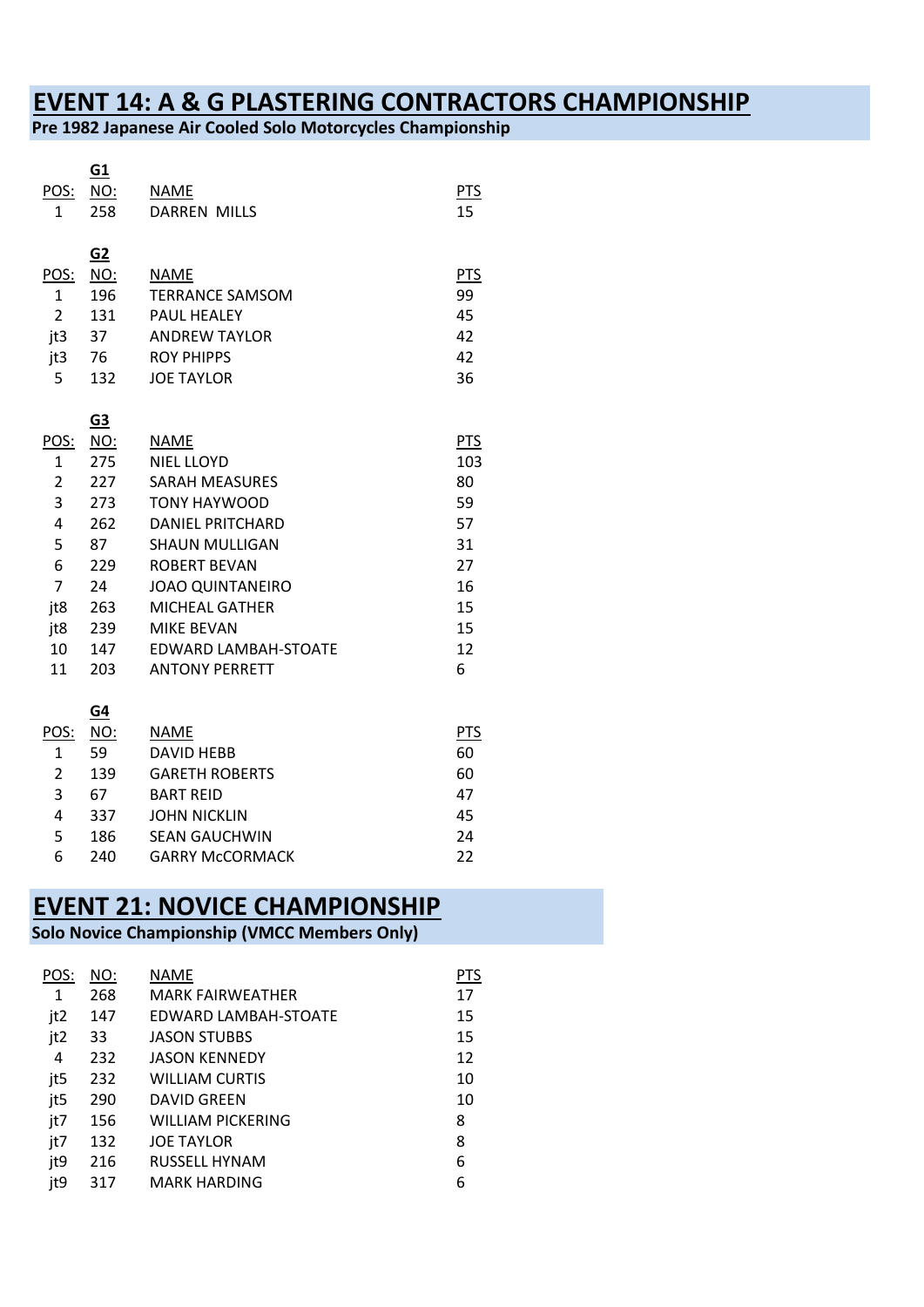# EVENT 14: A & G PLASTERING CONTRACTORS CHAMPIONSHIP

**Pre 1982 Japanese Air Cooled Solo Motorcycles Championship**

**G1**

| POS: | NO: | NAME | PTS |
|---|---|---|---|
| 1 | 258 | DARREN MILLS | 15 |

**G2**

| POS: | NO: | NAME | PTS |
|---|---|---|---|
| 1 | 196 | TERRANCE SAMSOM | 99 |
| 2 | 131 | PAUL HEALEY | 45 |
| jt3 | 37 | ANDREW TAYLOR | 42 |
| jt3 | 76 | ROY PHIPPS | 42 |
| 5 | 132 | JOE TAYLOR | 36 |

**G3**

| POS: | NO: | NAME | PTS |
|---|---|---|---|
| 1 | 275 | NIEL LLOYD | 103 |
| 2 | 227 | SARAH MEASURES | 80 |
| 3 | 273 | TONY HAYWOOD | 59 |
| 4 | 262 | DANIEL PRITCHARD | 57 |
| 5 | 87 | SHAUN MULLIGAN | 31 |
| 6 | 229 | ROBERT BEVAN | 27 |
| 7 | 24 | JOAO QUINTANEIRO | 16 |
| jt8 | 263 | MICHEAL GATHER | 15 |
| jt8 | 239 | MIKE BEVAN | 15 |
| 10 | 147 | EDWARD LAMBAH-STOATE | 12 |
| 11 | 203 | ANTONY PERRETT | 6 |

**G4**

| POS: | NO: | NAME | PTS |
|---|---|---|---|
| 1 | 59 | DAVID HEBB | 60 |
| 2 | 139 | GARETH ROBERTS | 60 |
| 3 | 67 | BART REID | 47 |
| 4 | 337 | JOHN NICKLIN | 45 |
| 5 | 186 | SEAN GAUCHWIN | 24 |
| 6 | 240 | GARRY McCORMACK | 22 |

# EVENT 21: NOVICE CHAMPIONSHIP

**Solo Novice Championship (VMCC Members Only)**

| POS: | NO: | NAME | PTS |
|---|---|---|---|
| 1 | 268 | MARK FAIRWEATHER | 17 |
| jt2 | 147 | EDWARD LAMBAH-STOATE | 15 |
| jt2 | 33 | JASON STUBBS | 15 |
| 4 | 232 | JASON KENNEDY | 12 |
| jt5 | 232 | WILLIAM CURTIS | 10 |
| jt5 | 290 | DAVID GREEN | 10 |
| jt7 | 156 | WILLIAM PICKERING | 8 |
| jt7 | 132 | JOE TAYLOR | 8 |
| jt9 | 216 | RUSSELL HYNAM | 6 |
| jt9 | 317 | MARK HARDING | 6 |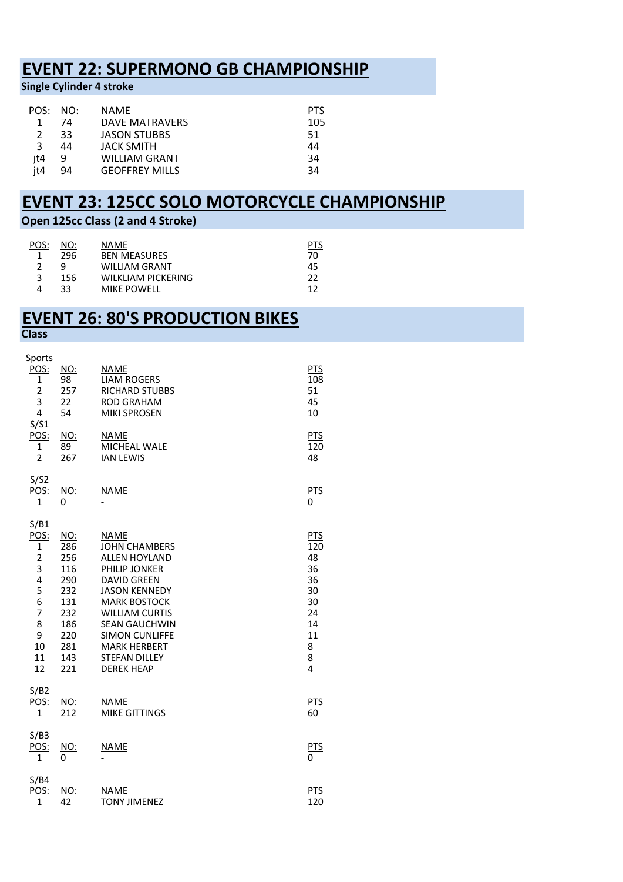## EVENT 22: SUPERMONO GB CHAMPIONSHIP

**Single Cylinder 4 stroke**

| POS: | NO: | NAME | PTS |
|---|---|---|---|
| 1 | 74 | DAVE MATRAVERS | 105 |
| 2 | 33 | JASON STUBBS | 51 |
| 3 | 44 | JACK SMITH | 44 |
| jt4 | 9 | WILLIAM GRANT | 34 |
| jt4 | 94 | GEOFFREY MILLS | 34 |

## EVENT 23: 125CC SOLO MOTORCYCLE CHAMPIONSHIP

**Open 125cc Class (2 and 4 Stroke)**

| POS: | NO: | NAME | PTS |
|---|---|---|---|
| 1 | 296 | BEN MEASURES | 70 |
| 2 | 9 | WILLIAM GRANT | 45 |
| 3 | 156 | WILKLIAM PICKERING | 22 |
| 4 | 33 | MIKE POWELL | 12 |

## EVENT 26: 80'S PRODUCTION BIKES

**Class**

Sports

| POS: | NO: | NAME | PTS |
|---|---|---|---|
| 1 | 98 | LIAM ROGERS | 108 |
| 2 | 257 | RICHARD STUBBS | 51 |
| 3 | 22 | ROD GRAHAM | 45 |
| 4 | 54 | MIKI SPROSEN | 10 |

S/S1

| POS: | NO: | NAME | PTS |
|---|---|---|---|
| 1 | 89 | MICHEAL WALE | 120 |
| 2 | 267 | IAN LEWIS | 48 |

S/S2

| POS: | NO: | NAME | PTS |
|---|---|---|---|
| 1 | 0 | - | 0 |

S/B1

| POS: | NO: | NAME | PTS |
|---|---|---|---|
| 1 | 286 | JOHN CHAMBERS | 120 |
| 2 | 256 | ALLEN HOYLAND | 48 |
| 3 | 116 | PHILIP JONKER | 36 |
| 4 | 290 | DAVID GREEN | 36 |
| 5 | 232 | JASON KENNEDY | 30 |
| 6 | 131 | MARK BOSTOCK | 30 |
| 7 | 232 | WILLIAM CURTIS | 24 |
| 8 | 186 | SEAN GAUCHWIN | 14 |
| 9 | 220 | SIMON CUNLIFFE | 11 |
| 10 | 281 | MARK HERBERT | 8 |
| 11 | 143 | STEFAN DILLEY | 8 |
| 12 | 221 | DEREK HEAP | 4 |

S/B2

| POS: | NO: | NAME | PTS |
|---|---|---|---|
| 1 | 212 | MIKE GITTINGS | 60 |

S/B3

| POS: | NO: | NAME | PTS |
|---|---|---|---|
| 1 | 0 | - | 0 |

S/B4

| POS: | NO: | NAME | PTS |
|---|---|---|---|
| 1 | 42 | TONY JIMENEZ | 120 |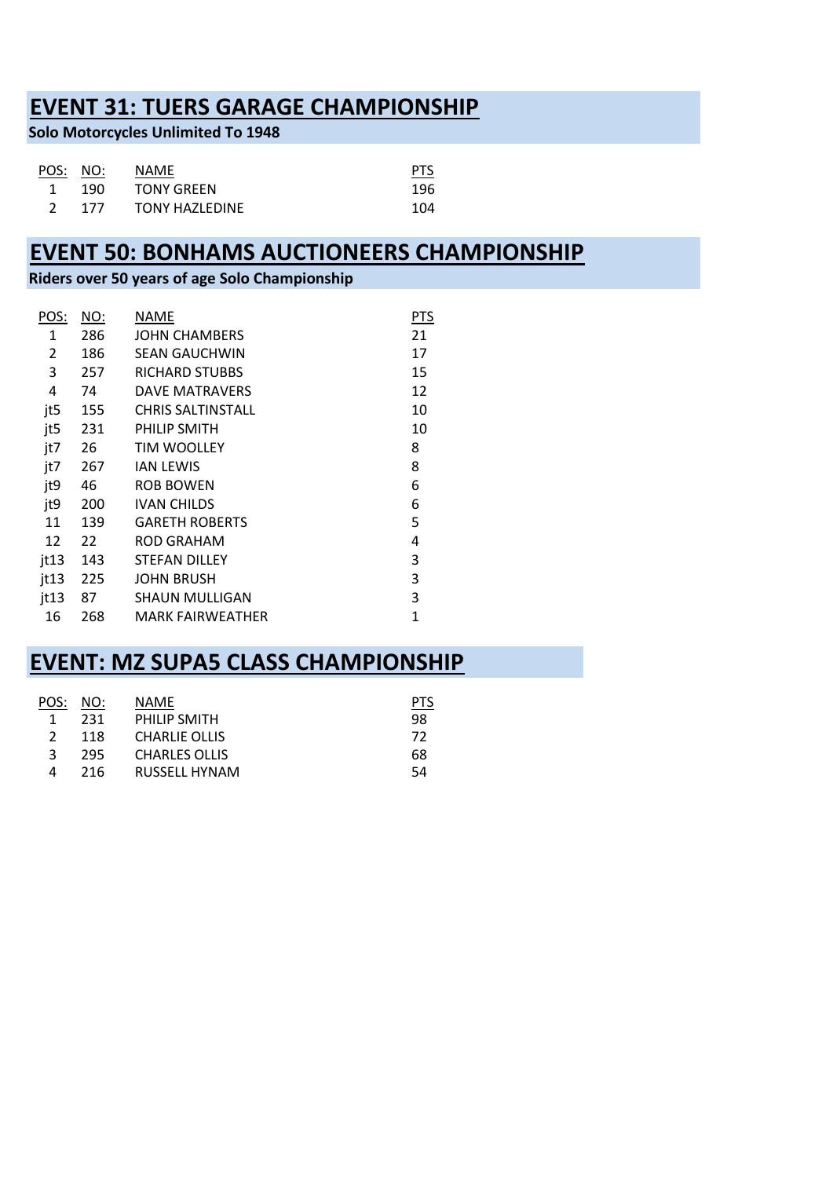## EVENT 31: TUERS GARAGE CHAMPIONSHIP

**Solo Motorcycles Unlimited To 1948**

| POS: | NO: | NAME | PTS |
|---|---|---|---|
| 1 | 190 | TONY GREEN | 196 |
| 2 | 177 | TONY HAZLEDINE | 104 |

## EVENT 50: BONHAMS AUCTIONEERS CHAMPIONSHIP

**Riders over 50 years of age Solo Championship**

| POS: | NO: | NAME | PTS |
|---|---|---|---|
| 1 | 286 | JOHN CHAMBERS | 21 |
| 2 | 186 | SEAN GAUCHWIN | 17 |
| 3 | 257 | RICHARD STUBBS | 15 |
| 4 | 74 | DAVE MATRAVERS | 12 |
| jt5 | 155 | CHRIS SALTINSTALL | 10 |
| jt5 | 231 | PHILIP SMITH | 10 |
| jt7 | 26 | TIM WOOLLEY | 8 |
| jt7 | 267 | IAN LEWIS | 8 |
| jt9 | 46 | ROB BOWEN | 6 |
| jt9 | 200 | IVAN CHILDS | 6 |
| 11 | 139 | GARETH ROBERTS | 5 |
| 12 | 22 | ROD GRAHAM | 4 |
| jt13 | 143 | STEFAN DILLEY | 3 |
| jt13 | 225 | JOHN BRUSH | 3 |
| jt13 | 87 | SHAUN MULLIGAN | 3 |
| 16 | 268 | MARK FAIRWEATHER | 1 |

## EVENT: MZ SUPA5 CLASS CHAMPIONSHIP

| POS: | NO: | NAME | PTS |
|---|---|---|---|
| 1 | 231 | PHILIP SMITH | 98 |
| 2 | 118 | CHARLIE OLLIS | 72 |
| 3 | 295 | CHARLES OLLIS | 68 |
| 4 | 216 | RUSSELL HYNAM | 54 |